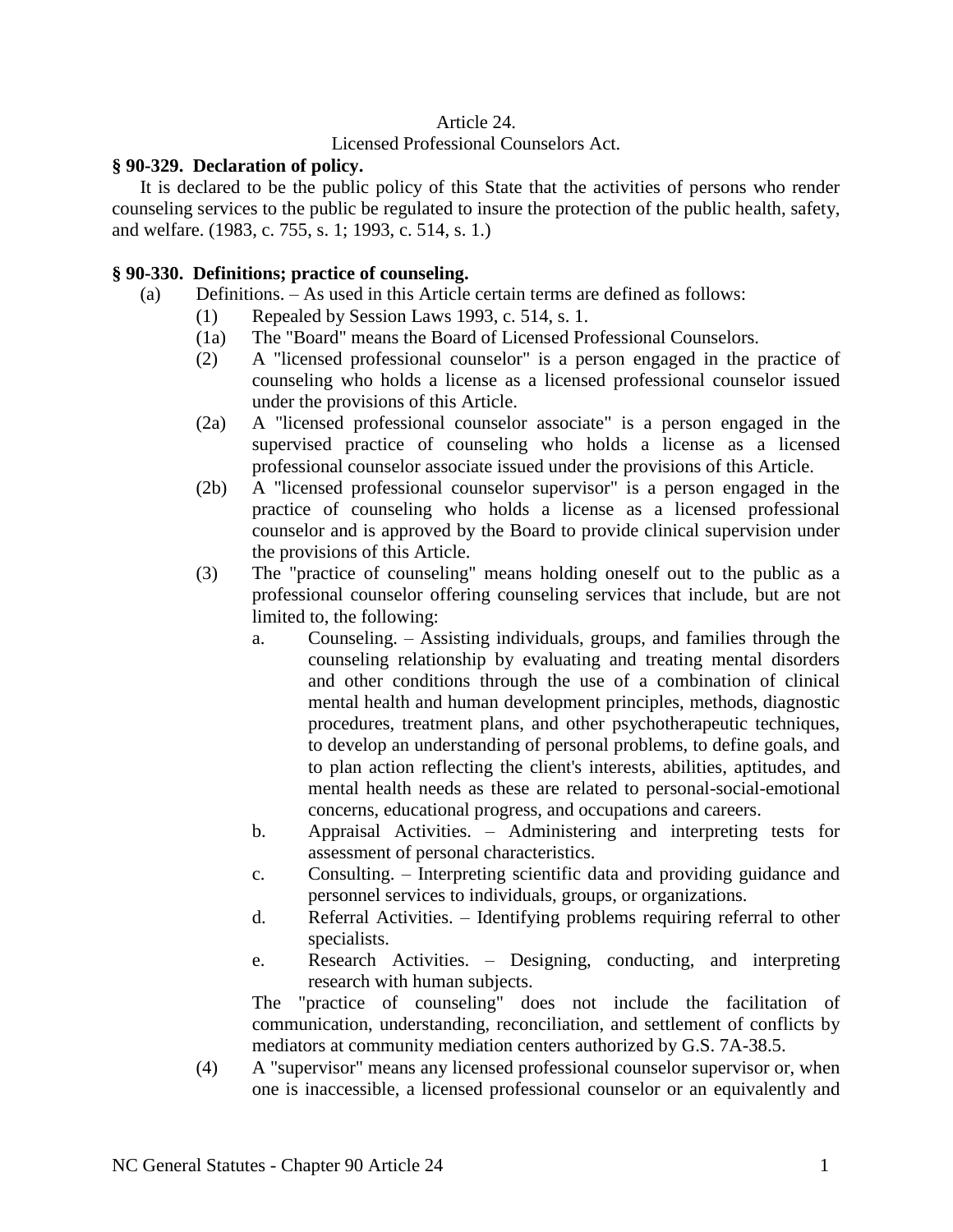# Article 24.

## Licensed Professional Counselors Act.

### **§ 90-329. Declaration of policy.**

It is declared to be the public policy of this State that the activities of persons who render counseling services to the public be regulated to insure the protection of the public health, safety, and welfare. (1983, c. 755, s. 1; 1993, c. 514, s. 1.)

### **§ 90-330. Definitions; practice of counseling.**

(a) Definitions. – As used in this Article certain terms are defined as follows:

(1) Repealed by Session Laws 1993, c. 514, s. 1.

(1a) The "Board" means the Board of Licensed Professional Counselors.

(2) A "licensed professional counselor" is a person engaged in the practice of counseling who holds a license as a licensed professional counselor issued under the provisions of this Article.

(2a) A "licensed professional counselor associate" is a person engaged in the supervised practice of counseling who holds a license as a licensed professional counselor associate issued under the provisions of this Article.

(2b) A "licensed professional counselor supervisor" is a person engaged in the practice of counseling who holds a license as a licensed professional counselor and is approved by the Board to provide clinical supervision under the provisions of this Article.

(3) The "practice of counseling" means holding oneself out to the public as a professional counselor offering counseling services that include, but are not limited to, the following:

a. Counseling. – Assisting individuals, groups, and families through the counseling relationship by evaluating and treating mental disorders and other conditions through the use of a combination of clinical mental health and human development principles, methods, diagnostic procedures, treatment plans, and other psychotherapeutic techniques, to develop an understanding of personal problems, to define goals, and to plan action reflecting the client's interests, abilities, aptitudes, and mental health needs as these are related to personal-social-emotional concerns, educational progress, and occupations and careers.

b. Appraisal Activities. – Administering and interpreting tests for assessment of personal characteristics.

c. Consulting. – Interpreting scientific data and providing guidance and personnel services to individuals, groups, or organizations.

d. Referral Activities. – Identifying problems requiring referral to other specialists.

e. Research Activities. – Designing, conducting, and interpreting research with human subjects.

The "practice of counseling" does not include the facilitation of communication, understanding, reconciliation, and settlement of conflicts by mediators at community mediation centers authorized by G.S. 7A-38.5.

(4) A "supervisor" means any licensed professional counselor supervisor or, when one is inaccessible, a licensed professional counselor or an equivalently and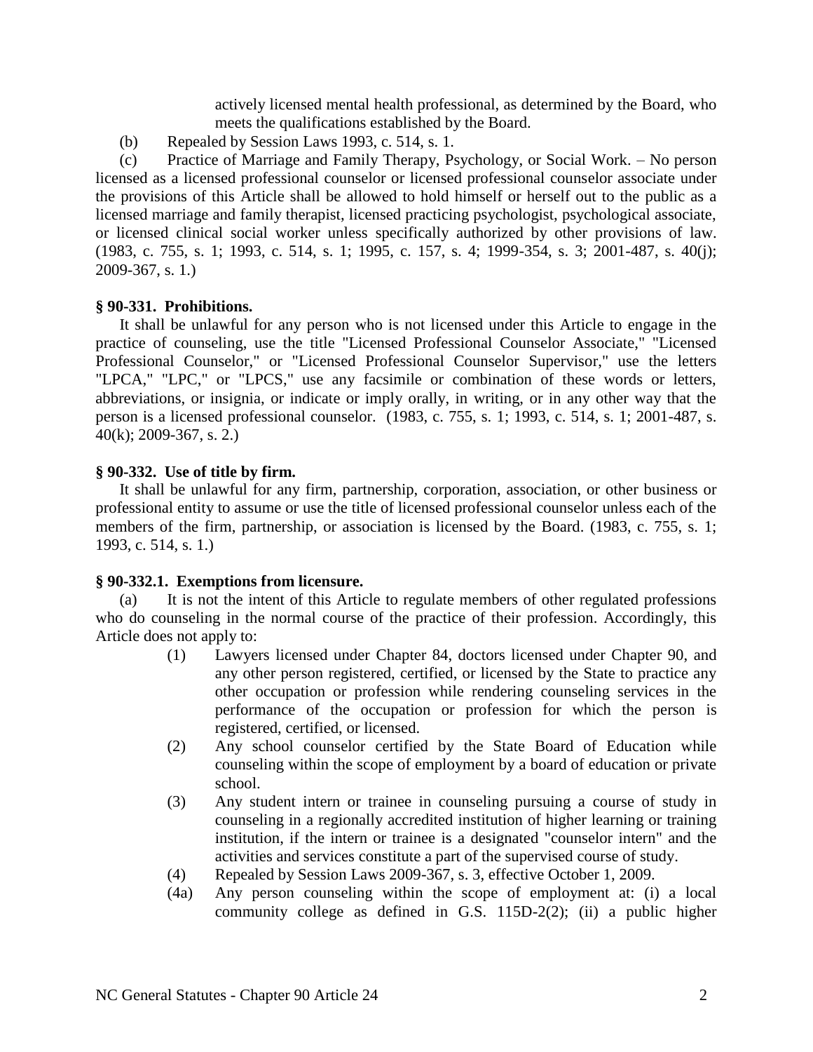actively licensed mental health professional, as determined by the Board, who meets the qualifications established by the Board.

(b) Repealed by Session Laws 1993, c. 514, s. 1.

(c) Practice of Marriage and Family Therapy, Psychology, or Social Work. – No person licensed as a licensed professional counselor or licensed professional counselor associate under the provisions of this Article shall be allowed to hold himself or herself out to the public as a licensed marriage and family therapist, licensed practicing psychologist, psychological associate, or licensed clinical social worker unless specifically authorized by other provisions of law. (1983, c. 755, s. 1; 1993, c. 514, s. 1; 1995, c. 157, s. 4; 1999-354, s. 3; 2001-487, s. 40(j); 2009-367, s. 1.)

**§ 90-331. Prohibitions.**

It shall be unlawful for any person who is not licensed under this Article to engage in the practice of counseling, use the title "Licensed Professional Counselor Associate," "Licensed Professional Counselor," or "Licensed Professional Counselor Supervisor," use the letters "LPCA," "LPC," or "LPCS," use any facsimile or combination of these words or letters, abbreviations, or insignia, or indicate or imply orally, in writing, or in any other way that the person is a licensed professional counselor. (1983, c. 755, s. 1; 1993, c. 514, s. 1; 2001-487, s. 40(k); 2009-367, s. 2.)

**§ 90-332. Use of title by firm.**

It shall be unlawful for any firm, partnership, corporation, association, or other business or professional entity to assume or use the title of licensed professional counselor unless each of the members of the firm, partnership, or association is licensed by the Board. (1983, c. 755, s. 1; 1993, c. 514, s. 1.)

**§ 90-332.1. Exemptions from licensure.**

(a) It is not the intent of this Article to regulate members of other regulated professions who do counseling in the normal course of the practice of their profession. Accordingly, this Article does not apply to:

(1) Lawyers licensed under Chapter 84, doctors licensed under Chapter 90, and any other person registered, certified, or licensed by the State to practice any other occupation or profession while rendering counseling services in the performance of the occupation or profession for which the person is registered, certified, or licensed.

(2) Any school counselor certified by the State Board of Education while counseling within the scope of employment by a board of education or private school.

(3) Any student intern or trainee in counseling pursuing a course of study in counseling in a regionally accredited institution of higher learning or training institution, if the intern or trainee is a designated "counselor intern" and the activities and services constitute a part of the supervised course of study.

(4) Repealed by Session Laws 2009-367, s. 3, effective October 1, 2009.

(4a) Any person counseling within the scope of employment at: (i) a local community college as defined in G.S. 115D-2(2); (ii) a public higher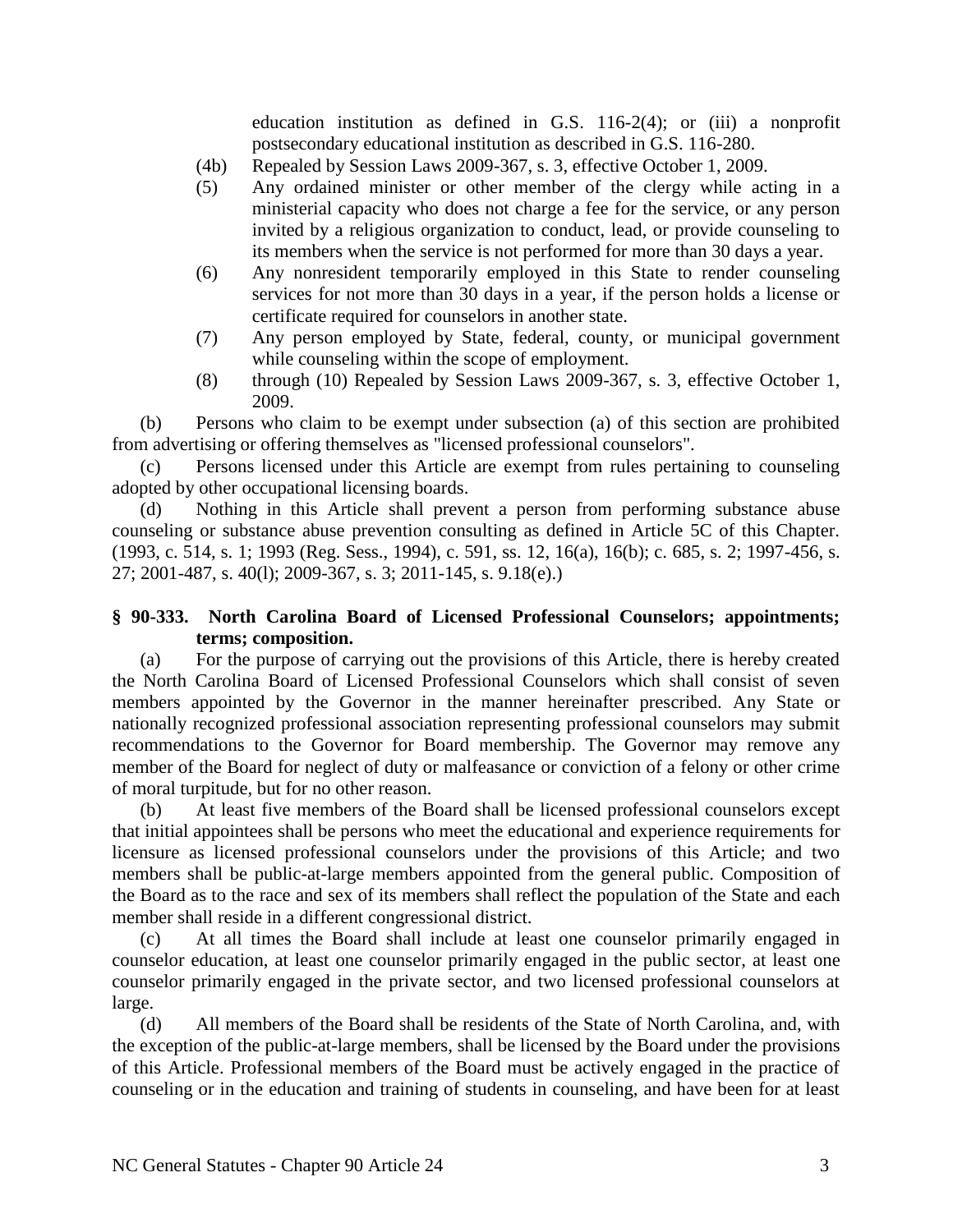education institution as defined in G.S. 116-2(4); or (iii) a nonprofit postsecondary educational institution as described in G.S. 116-280.

(4b) Repealed by Session Laws 2009-367, s. 3, effective October 1, 2009.

(5) Any ordained minister or other member of the clergy while acting in a ministerial capacity who does not charge a fee for the service, or any person invited by a religious organization to conduct, lead, or provide counseling to its members when the service is not performed for more than 30 days a year.

(6) Any nonresident temporarily employed in this State to render counseling services for not more than 30 days in a year, if the person holds a license or certificate required for counselors in another state.

(7) Any person employed by State, federal, county, or municipal government while counseling within the scope of employment.

(8) through (10) Repealed by Session Laws 2009-367, s. 3, effective October 1, 2009.

(b) Persons who claim to be exempt under subsection (a) of this section are prohibited from advertising or offering themselves as "licensed professional counselors".

(c) Persons licensed under this Article are exempt from rules pertaining to counseling adopted by other occupational licensing boards.

(d) Nothing in this Article shall prevent a person from performing substance abuse counseling or substance abuse prevention consulting as defined in Article 5C of this Chapter. (1993, c. 514, s. 1; 1993 (Reg. Sess., 1994), c. 591, ss. 12, 16(a), 16(b); c. 685, s. 2; 1997-456, s. 27; 2001-487, s. 40(l); 2009-367, s. 3; 2011-145, s. 9.18(e).)

**§ 90-333. North Carolina Board of Licensed Professional Counselors; appointments; terms; composition.**

(a) For the purpose of carrying out the provisions of this Article, there is hereby created the North Carolina Board of Licensed Professional Counselors which shall consist of seven members appointed by the Governor in the manner hereinafter prescribed. Any State or nationally recognized professional association representing professional counselors may submit recommendations to the Governor for Board membership. The Governor may remove any member of the Board for neglect of duty or malfeasance or conviction of a felony or other crime of moral turpitude, but for no other reason.

(b) At least five members of the Board shall be licensed professional counselors except that initial appointees shall be persons who meet the educational and experience requirements for licensure as licensed professional counselors under the provisions of this Article; and two members shall be public-at-large members appointed from the general public. Composition of the Board as to the race and sex of its members shall reflect the population of the State and each member shall reside in a different congressional district.

(c) At all times the Board shall include at least one counselor primarily engaged in counselor education, at least one counselor primarily engaged in the public sector, at least one counselor primarily engaged in the private sector, and two licensed professional counselors at large.

(d) All members of the Board shall be residents of the State of North Carolina, and, with the exception of the public-at-large members, shall be licensed by the Board under the provisions of this Article. Professional members of the Board must be actively engaged in the practice of counseling or in the education and training of students in counseling, and have been for at least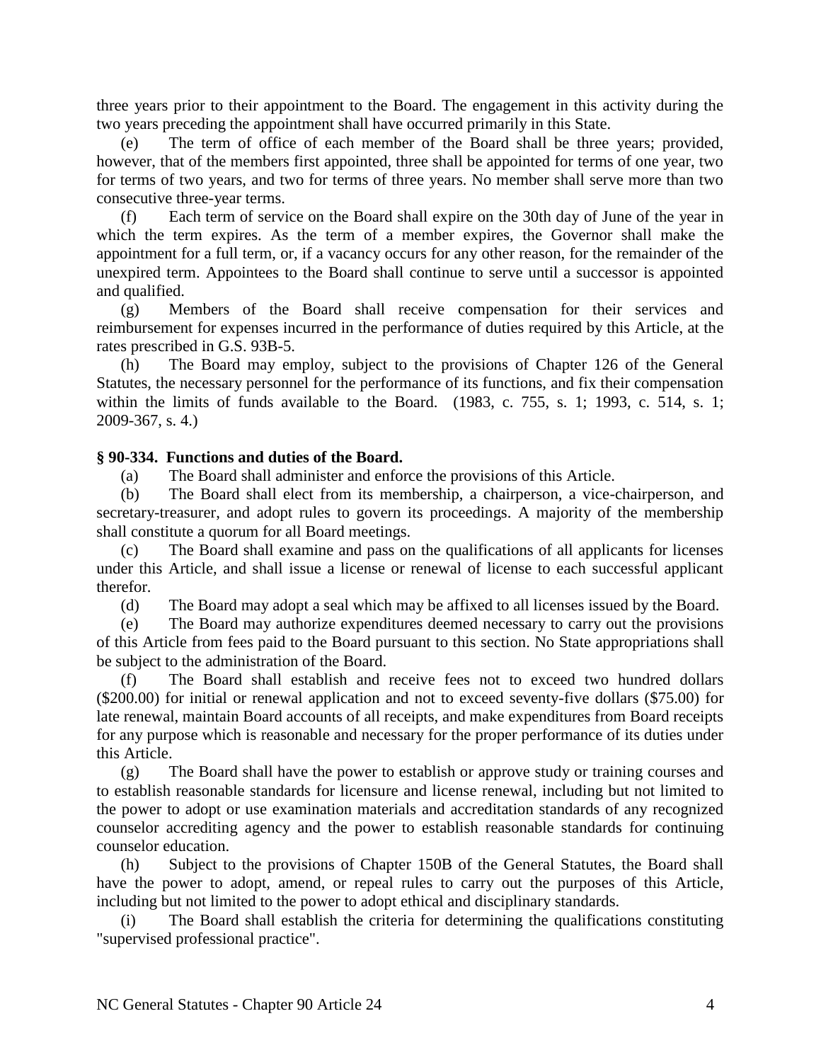three years prior to their appointment to the Board. The engagement in this activity during the two years preceding the appointment shall have occurred primarily in this State.

(e) The term of office of each member of the Board shall be three years; provided, however, that of the members first appointed, three shall be appointed for terms of one year, two for terms of two years, and two for terms of three years. No member shall serve more than two consecutive three-year terms.

(f) Each term of service on the Board shall expire on the 30th day of June of the year in which the term expires. As the term of a member expires, the Governor shall make the appointment for a full term, or, if a vacancy occurs for any other reason, for the remainder of the unexpired term. Appointees to the Board shall continue to serve until a successor is appointed and qualified.

(g) Members of the Board shall receive compensation for their services and reimbursement for expenses incurred in the performance of duties required by this Article, at the rates prescribed in G.S. 93B-5.

(h) The Board may employ, subject to the provisions of Chapter 126 of the General Statutes, the necessary personnel for the performance of its functions, and fix their compensation within the limits of funds available to the Board. (1983, c. 755, s. 1; 1993, c. 514, s. 1; 2009-367, s. 4.)

**§ 90-334. Functions and duties of the Board.**

(a) The Board shall administer and enforce the provisions of this Article.

(b) The Board shall elect from its membership, a chairperson, a vice-chairperson, and secretary-treasurer, and adopt rules to govern its proceedings. A majority of the membership shall constitute a quorum for all Board meetings.

(c) The Board shall examine and pass on the qualifications of all applicants for licenses under this Article, and shall issue a license or renewal of license to each successful applicant therefor.

(d) The Board may adopt a seal which may be affixed to all licenses issued by the Board.

(e) The Board may authorize expenditures deemed necessary to carry out the provisions of this Article from fees paid to the Board pursuant to this section. No State appropriations shall be subject to the administration of the Board.

(f) The Board shall establish and receive fees not to exceed two hundred dollars ($200.00) for initial or renewal application and not to exceed seventy-five dollars ($75.00) for late renewal, maintain Board accounts of all receipts, and make expenditures from Board receipts for any purpose which is reasonable and necessary for the proper performance of its duties under this Article.

(g) The Board shall have the power to establish or approve study or training courses and to establish reasonable standards for licensure and license renewal, including but not limited to the power to adopt or use examination materials and accreditation standards of any recognized counselor accrediting agency and the power to establish reasonable standards for continuing counselor education.

(h) Subject to the provisions of Chapter 150B of the General Statutes, the Board shall have the power to adopt, amend, or repeal rules to carry out the purposes of this Article, including but not limited to the power to adopt ethical and disciplinary standards.

(i) The Board shall establish the criteria for determining the qualifications constituting "supervised professional practice".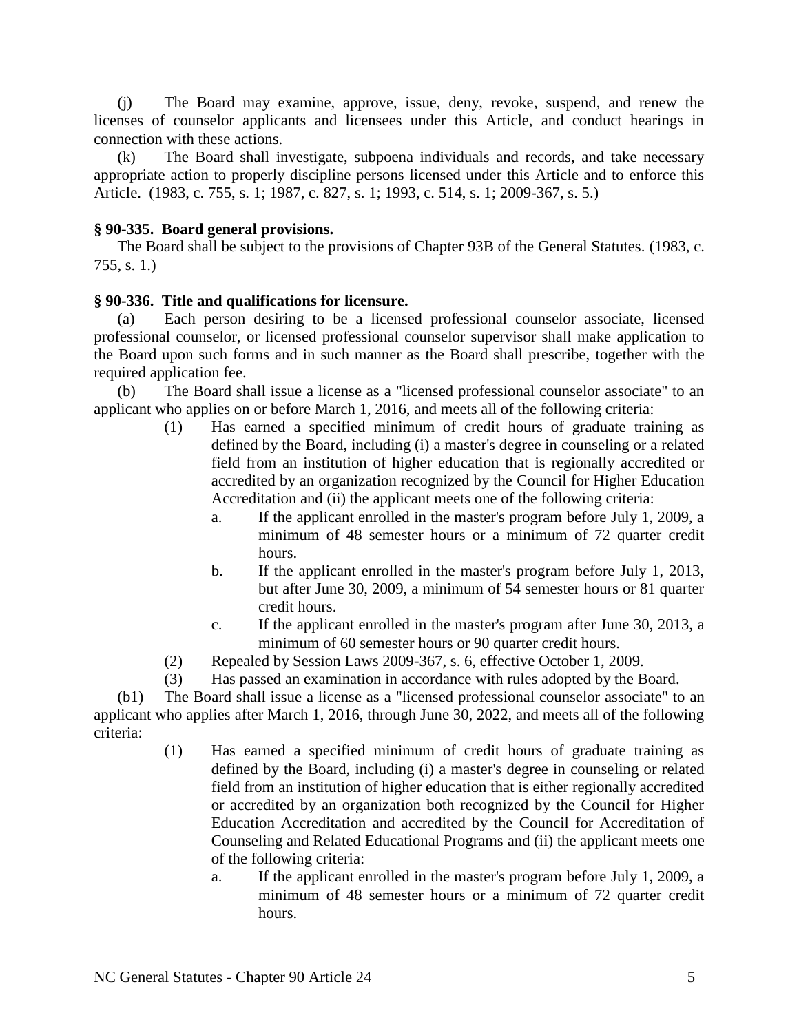(j) The Board may examine, approve, issue, deny, revoke, suspend, and renew the licenses of counselor applicants and licensees under this Article, and conduct hearings in connection with these actions.

(k) The Board shall investigate, subpoena individuals and records, and take necessary appropriate action to properly discipline persons licensed under this Article and to enforce this Article. (1983, c. 755, s. 1; 1987, c. 827, s. 1; 1993, c. 514, s. 1; 2009-367, s. 5.)

**§ 90-335. Board general provisions.**

The Board shall be subject to the provisions of Chapter 93B of the General Statutes. (1983, c. 755, s. 1.)

**§ 90-336. Title and qualifications for licensure.**

(a) Each person desiring to be a licensed professional counselor associate, licensed professional counselor, or licensed professional counselor supervisor shall make application to the Board upon such forms and in such manner as the Board shall prescribe, together with the required application fee.

(b) The Board shall issue a license as a "licensed professional counselor associate" to an applicant who applies on or before March 1, 2016, and meets all of the following criteria:

- (1) Has earned a specified minimum of credit hours of graduate training as defined by the Board, including (i) a master's degree in counseling or a related field from an institution of higher education that is regionally accredited or accredited by an organization recognized by the Council for Higher Education Accreditation and (ii) the applicant meets one of the following criteria:
  - a. If the applicant enrolled in the master's program before July 1, 2009, a minimum of 48 semester hours or a minimum of 72 quarter credit hours.
  - b. If the applicant enrolled in the master's program before July 1, 2013, but after June 30, 2009, a minimum of 54 semester hours or 81 quarter credit hours.
  - c. If the applicant enrolled in the master's program after June 30, 2013, a minimum of 60 semester hours or 90 quarter credit hours.
- (2) Repealed by Session Laws 2009-367, s. 6, effective October 1, 2009.
- (3) Has passed an examination in accordance with rules adopted by the Board.

(b1) The Board shall issue a license as a "licensed professional counselor associate" to an applicant who applies after March 1, 2016, through June 30, 2022, and meets all of the following criteria:

- (1) Has earned a specified minimum of credit hours of graduate training as defined by the Board, including (i) a master's degree in counseling or related field from an institution of higher education that is either regionally accredited or accredited by an organization both recognized by the Council for Higher Education Accreditation and accredited by the Council for Accreditation of Counseling and Related Educational Programs and (ii) the applicant meets one of the following criteria:
  - a. If the applicant enrolled in the master's program before July 1, 2009, a minimum of 48 semester hours or a minimum of 72 quarter credit hours.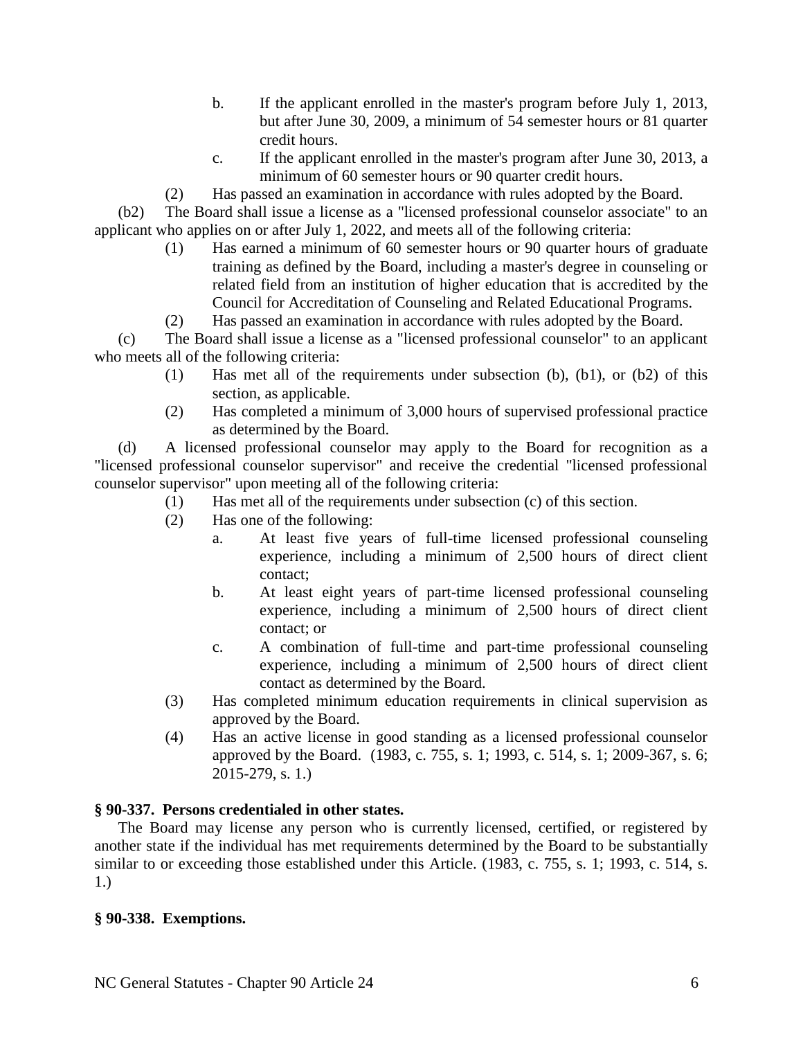b. If the applicant enrolled in the master's program before July 1, 2013, but after June 30, 2009, a minimum of 54 semester hours or 81 quarter credit hours.

c. If the applicant enrolled in the master's program after June 30, 2013, a minimum of 60 semester hours or 90 quarter credit hours.

(2) Has passed an examination in accordance with rules adopted by the Board.

(b2) The Board shall issue a license as a "licensed professional counselor associate" to an applicant who applies on or after July 1, 2022, and meets all of the following criteria:

(1) Has earned a minimum of 60 semester hours or 90 quarter hours of graduate training as defined by the Board, including a master's degree in counseling or related field from an institution of higher education that is accredited by the Council for Accreditation of Counseling and Related Educational Programs.

(2) Has passed an examination in accordance with rules adopted by the Board.

(c) The Board shall issue a license as a "licensed professional counselor" to an applicant who meets all of the following criteria:

(1) Has met all of the requirements under subsection (b), (b1), or (b2) of this section, as applicable.

(2) Has completed a minimum of 3,000 hours of supervised professional practice as determined by the Board.

(d) A licensed professional counselor may apply to the Board for recognition as a "licensed professional counselor supervisor" and receive the credential "licensed professional counselor supervisor" upon meeting all of the following criteria:

(1) Has met all of the requirements under subsection (c) of this section.

(2) Has one of the following:

a. At least five years of full-time licensed professional counseling experience, including a minimum of 2,500 hours of direct client contact;

b. At least eight years of part-time licensed professional counseling experience, including a minimum of 2,500 hours of direct client contact; or

c. A combination of full-time and part-time professional counseling experience, including a minimum of 2,500 hours of direct client contact as determined by the Board.

(3) Has completed minimum education requirements in clinical supervision as approved by the Board.

(4) Has an active license in good standing as a licensed professional counselor approved by the Board. (1983, c. 755, s. 1; 1993, c. 514, s. 1; 2009-367, s. 6; 2015-279, s. 1.)

**§ 90-337. Persons credentialed in other states.**

The Board may license any person who is currently licensed, certified, or registered by another state if the individual has met requirements determined by the Board to be substantially similar to or exceeding those established under this Article. (1983, c. 755, s. 1; 1993, c. 514, s. 1.)

**§ 90-338. Exemptions.**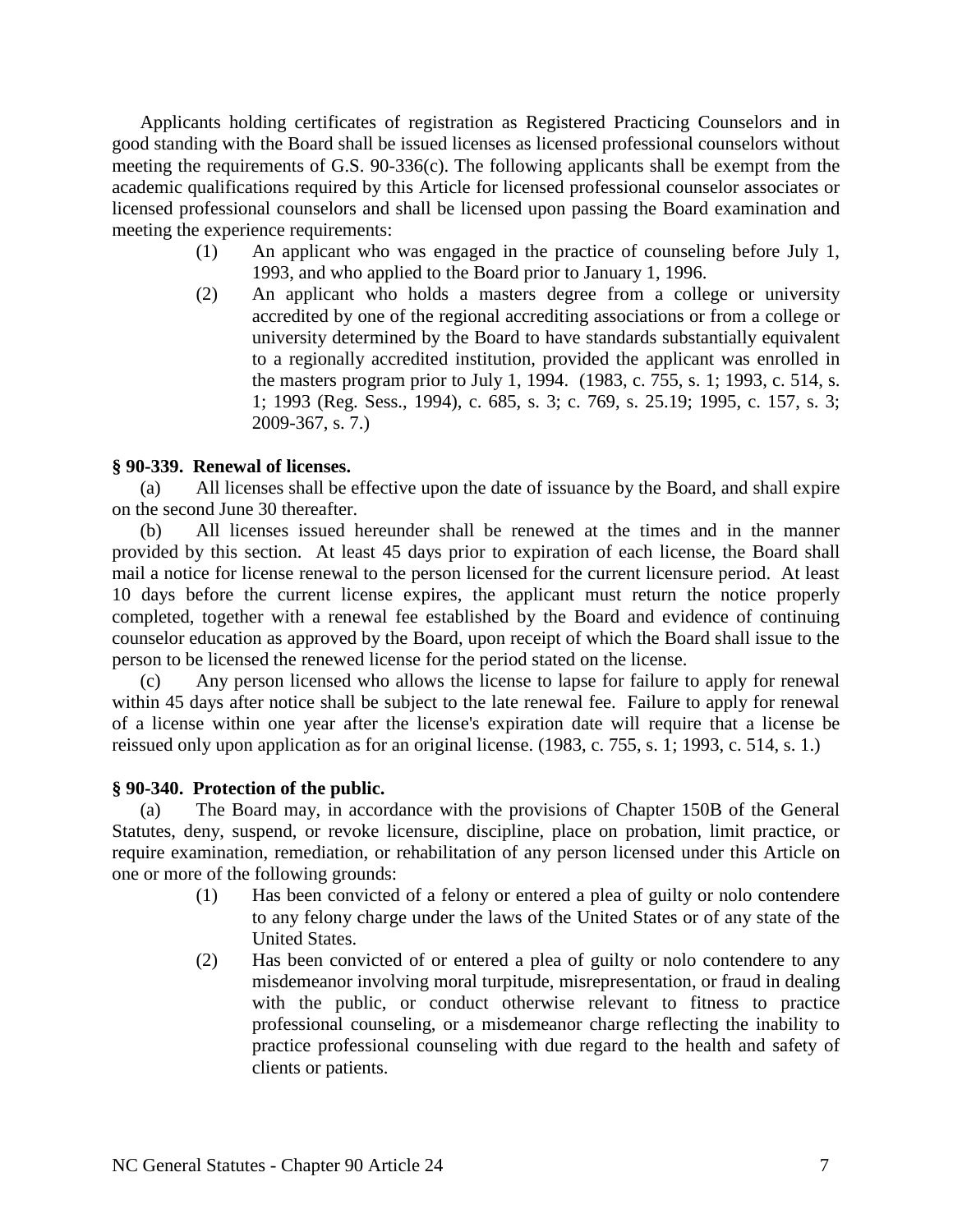Applicants holding certificates of registration as Registered Practicing Counselors and in good standing with the Board shall be issued licenses as licensed professional counselors without meeting the requirements of G.S. 90-336(c). The following applicants shall be exempt from the academic qualifications required by this Article for licensed professional counselor associates or licensed professional counselors and shall be licensed upon passing the Board examination and meeting the experience requirements:

(1) An applicant who was engaged in the practice of counseling before July 1, 1993, and who applied to the Board prior to January 1, 1996.

(2) An applicant who holds a masters degree from a college or university accredited by one of the regional accrediting associations or from a college or university determined by the Board to have standards substantially equivalent to a regionally accredited institution, provided the applicant was enrolled in the masters program prior to July 1, 1994. (1983, c. 755, s. 1; 1993, c. 514, s. 1; 1993 (Reg. Sess., 1994), c. 685, s. 3; c. 769, s. 25.19; 1995, c. 157, s. 3; 2009-367, s. 7.)

**§ 90-339. Renewal of licenses.**

(a) All licenses shall be effective upon the date of issuance by the Board, and shall expire on the second June 30 thereafter.

(b) All licenses issued hereunder shall be renewed at the times and in the manner provided by this section. At least 45 days prior to expiration of each license, the Board shall mail a notice for license renewal to the person licensed for the current licensure period. At least 10 days before the current license expires, the applicant must return the notice properly completed, together with a renewal fee established by the Board and evidence of continuing counselor education as approved by the Board, upon receipt of which the Board shall issue to the person to be licensed the renewed license for the period stated on the license.

(c) Any person licensed who allows the license to lapse for failure to apply for renewal within 45 days after notice shall be subject to the late renewal fee. Failure to apply for renewal of a license within one year after the license's expiration date will require that a license be reissued only upon application as for an original license. (1983, c. 755, s. 1; 1993, c. 514, s. 1.)

**§ 90-340. Protection of the public.**

(a) The Board may, in accordance with the provisions of Chapter 150B of the General Statutes, deny, suspend, or revoke licensure, discipline, place on probation, limit practice, or require examination, remediation, or rehabilitation of any person licensed under this Article on one or more of the following grounds:

(1) Has been convicted of a felony or entered a plea of guilty or nolo contendere to any felony charge under the laws of the United States or of any state of the United States.

(2) Has been convicted of or entered a plea of guilty or nolo contendere to any misdemeanor involving moral turpitude, misrepresentation, or fraud in dealing with the public, or conduct otherwise relevant to fitness to practice professional counseling, or a misdemeanor charge reflecting the inability to practice professional counseling with due regard to the health and safety of clients or patients.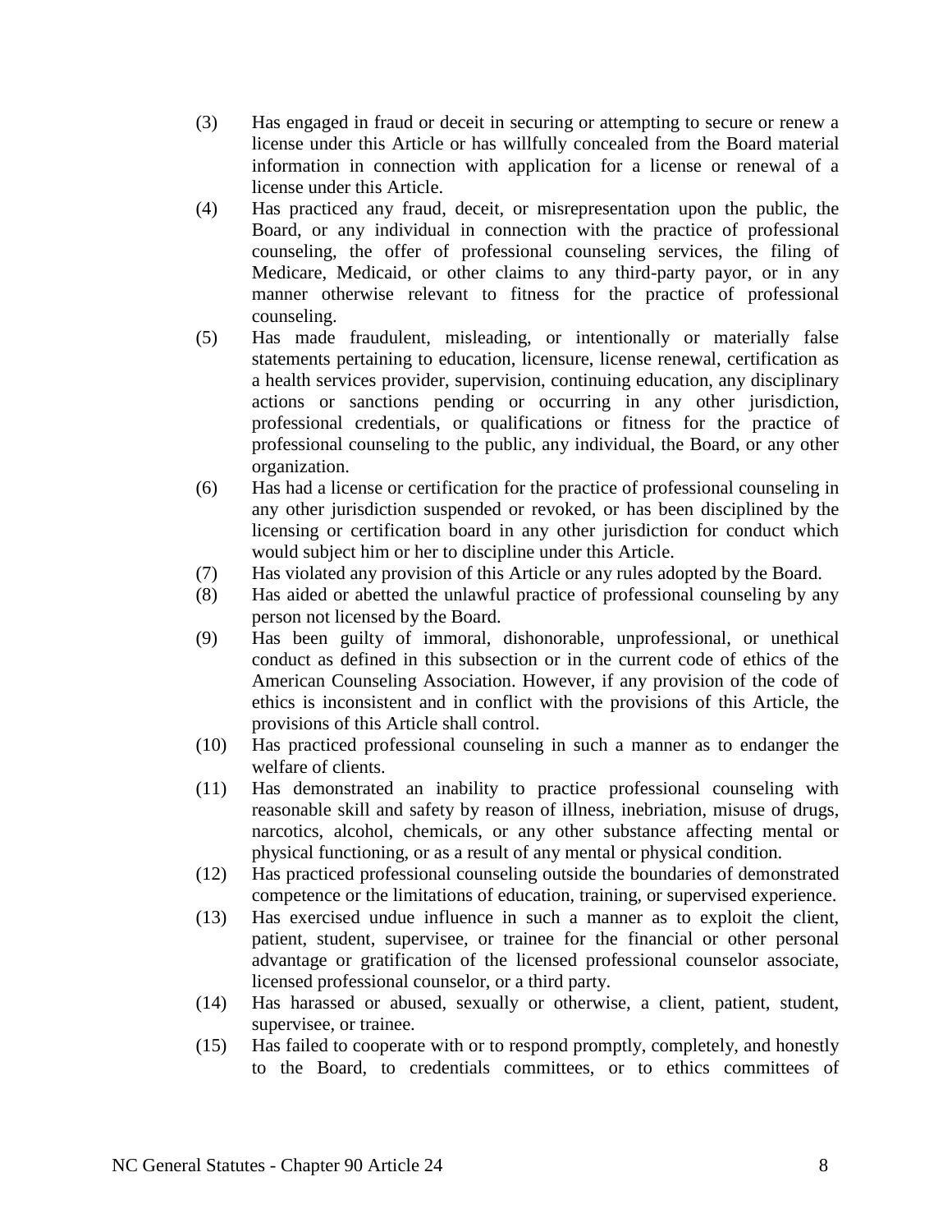(3) Has engaged in fraud or deceit in securing or attempting to secure or renew a license under this Article or has willfully concealed from the Board material information in connection with application for a license or renewal of a license under this Article.

(4) Has practiced any fraud, deceit, or misrepresentation upon the public, the Board, or any individual in connection with the practice of professional counseling, the offer of professional counseling services, the filing of Medicare, Medicaid, or other claims to any third-party payor, or in any manner otherwise relevant to fitness for the practice of professional counseling.

(5) Has made fraudulent, misleading, or intentionally or materially false statements pertaining to education, licensure, license renewal, certification as a health services provider, supervision, continuing education, any disciplinary actions or sanctions pending or occurring in any other jurisdiction, professional credentials, or qualifications or fitness for the practice of professional counseling to the public, any individual, the Board, or any other organization.

(6) Has had a license or certification for the practice of professional counseling in any other jurisdiction suspended or revoked, or has been disciplined by the licensing or certification board in any other jurisdiction for conduct which would subject him or her to discipline under this Article.

(7) Has violated any provision of this Article or any rules adopted by the Board.

(8) Has aided or abetted the unlawful practice of professional counseling by any person not licensed by the Board.

(9) Has been guilty of immoral, dishonorable, unprofessional, or unethical conduct as defined in this subsection or in the current code of ethics of the American Counseling Association. However, if any provision of the code of ethics is inconsistent and in conflict with the provisions of this Article, the provisions of this Article shall control.

(10) Has practiced professional counseling in such a manner as to endanger the welfare of clients.

(11) Has demonstrated an inability to practice professional counseling with reasonable skill and safety by reason of illness, inebriation, misuse of drugs, narcotics, alcohol, chemicals, or any other substance affecting mental or physical functioning, or as a result of any mental or physical condition.

(12) Has practiced professional counseling outside the boundaries of demonstrated competence or the limitations of education, training, or supervised experience.

(13) Has exercised undue influence in such a manner as to exploit the client, patient, student, supervisee, or trainee for the financial or other personal advantage or gratification of the licensed professional counselor associate, licensed professional counselor, or a third party.

(14) Has harassed or abused, sexually or otherwise, a client, patient, student, supervisee, or trainee.

(15) Has failed to cooperate with or to respond promptly, completely, and honestly to the Board, to credentials committees, or to ethics committees of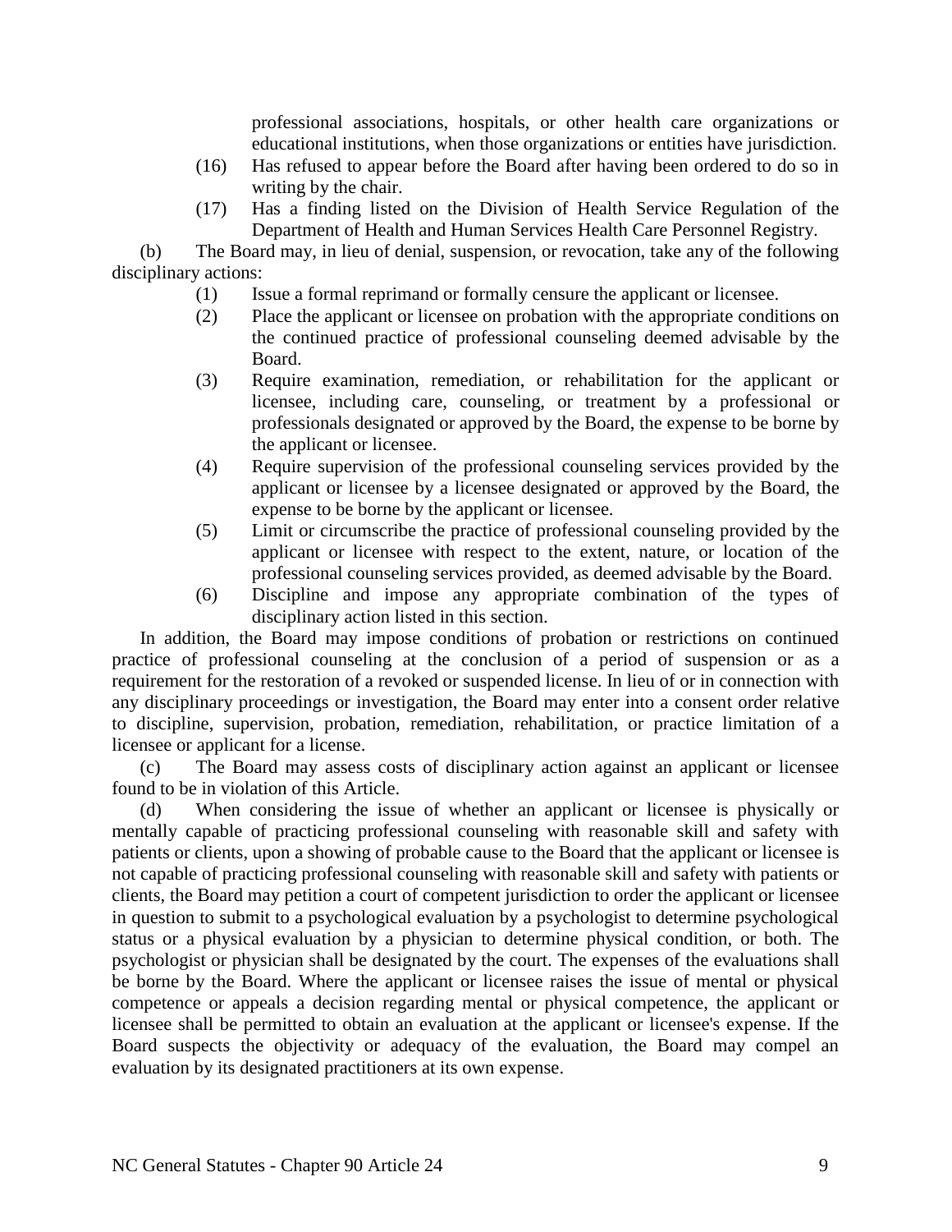professional associations, hospitals, or other health care organizations or educational institutions, when those organizations or entities have jurisdiction.

(16) Has refused to appear before the Board after having been ordered to do so in writing by the chair.

(17) Has a finding listed on the Division of Health Service Regulation of the Department of Health and Human Services Health Care Personnel Registry.

(b) The Board may, in lieu of denial, suspension, or revocation, take any of the following disciplinary actions:

(1) Issue a formal reprimand or formally censure the applicant or licensee.

(2) Place the applicant or licensee on probation with the appropriate conditions on the continued practice of professional counseling deemed advisable by the Board.

(3) Require examination, remediation, or rehabilitation for the applicant or licensee, including care, counseling, or treatment by a professional or professionals designated or approved by the Board, the expense to be borne by the applicant or licensee.

(4) Require supervision of the professional counseling services provided by the applicant or licensee by a licensee designated or approved by the Board, the expense to be borne by the applicant or licensee.

(5) Limit or circumscribe the practice of professional counseling provided by the applicant or licensee with respect to the extent, nature, or location of the professional counseling services provided, as deemed advisable by the Board.

(6) Discipline and impose any appropriate combination of the types of disciplinary action listed in this section.

In addition, the Board may impose conditions of probation or restrictions on continued practice of professional counseling at the conclusion of a period of suspension or as a requirement for the restoration of a revoked or suspended license. In lieu of or in connection with any disciplinary proceedings or investigation, the Board may enter into a consent order relative to discipline, supervision, probation, remediation, rehabilitation, or practice limitation of a licensee or applicant for a license.

(c) The Board may assess costs of disciplinary action against an applicant or licensee found to be in violation of this Article.

(d) When considering the issue of whether an applicant or licensee is physically or mentally capable of practicing professional counseling with reasonable skill and safety with patients or clients, upon a showing of probable cause to the Board that the applicant or licensee is not capable of practicing professional counseling with reasonable skill and safety with patients or clients, the Board may petition a court of competent jurisdiction to order the applicant or licensee in question to submit to a psychological evaluation by a psychologist to determine psychological status or a physical evaluation by a physician to determine physical condition, or both. The psychologist or physician shall be designated by the court. The expenses of the evaluations shall be borne by the Board. Where the applicant or licensee raises the issue of mental or physical competence or appeals a decision regarding mental or physical competence, the applicant or licensee shall be permitted to obtain an evaluation at the applicant or licensee's expense. If the Board suspects the objectivity or adequacy of the evaluation, the Board may compel an evaluation by its designated practitioners at its own expense.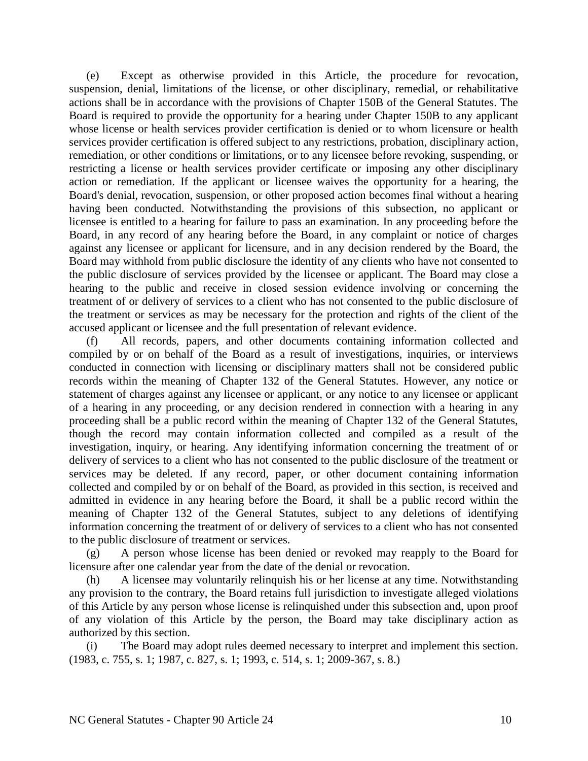(e) Except as otherwise provided in this Article, the procedure for revocation, suspension, denial, limitations of the license, or other disciplinary, remedial, or rehabilitative actions shall be in accordance with the provisions of Chapter 150B of the General Statutes. The Board is required to provide the opportunity for a hearing under Chapter 150B to any applicant whose license or health services provider certification is denied or to whom licensure or health services provider certification is offered subject to any restrictions, probation, disciplinary action, remediation, or other conditions or limitations, or to any licensee before revoking, suspending, or restricting a license or health services provider certificate or imposing any other disciplinary action or remediation. If the applicant or licensee waives the opportunity for a hearing, the Board's denial, revocation, suspension, or other proposed action becomes final without a hearing having been conducted. Notwithstanding the provisions of this subsection, no applicant or licensee is entitled to a hearing for failure to pass an examination. In any proceeding before the Board, in any record of any hearing before the Board, in any complaint or notice of charges against any licensee or applicant for licensure, and in any decision rendered by the Board, the Board may withhold from public disclosure the identity of any clients who have not consented to the public disclosure of services provided by the licensee or applicant. The Board may close a hearing to the public and receive in closed session evidence involving or concerning the treatment of or delivery of services to a client who has not consented to the public disclosure of the treatment or services as may be necessary for the protection and rights of the client of the accused applicant or licensee and the full presentation of relevant evidence.

(f) All records, papers, and other documents containing information collected and compiled by or on behalf of the Board as a result of investigations, inquiries, or interviews conducted in connection with licensing or disciplinary matters shall not be considered public records within the meaning of Chapter 132 of the General Statutes. However, any notice or statement of charges against any licensee or applicant, or any notice to any licensee or applicant of a hearing in any proceeding, or any decision rendered in connection with a hearing in any proceeding shall be a public record within the meaning of Chapter 132 of the General Statutes, though the record may contain information collected and compiled as a result of the investigation, inquiry, or hearing. Any identifying information concerning the treatment of or delivery of services to a client who has not consented to the public disclosure of the treatment or services may be deleted. If any record, paper, or other document containing information collected and compiled by or on behalf of the Board, as provided in this section, is received and admitted in evidence in any hearing before the Board, it shall be a public record within the meaning of Chapter 132 of the General Statutes, subject to any deletions of identifying information concerning the treatment of or delivery of services to a client who has not consented to the public disclosure of treatment or services.

(g) A person whose license has been denied or revoked may reapply to the Board for licensure after one calendar year from the date of the denial or revocation.

(h) A licensee may voluntarily relinquish his or her license at any time. Notwithstanding any provision to the contrary, the Board retains full jurisdiction to investigate alleged violations of this Article by any person whose license is relinquished under this subsection and, upon proof of any violation of this Article by the person, the Board may take disciplinary action as authorized by this section.

(i) The Board may adopt rules deemed necessary to interpret and implement this section. (1983, c. 755, s. 1; 1987, c. 827, s. 1; 1993, c. 514, s. 1; 2009-367, s. 8.)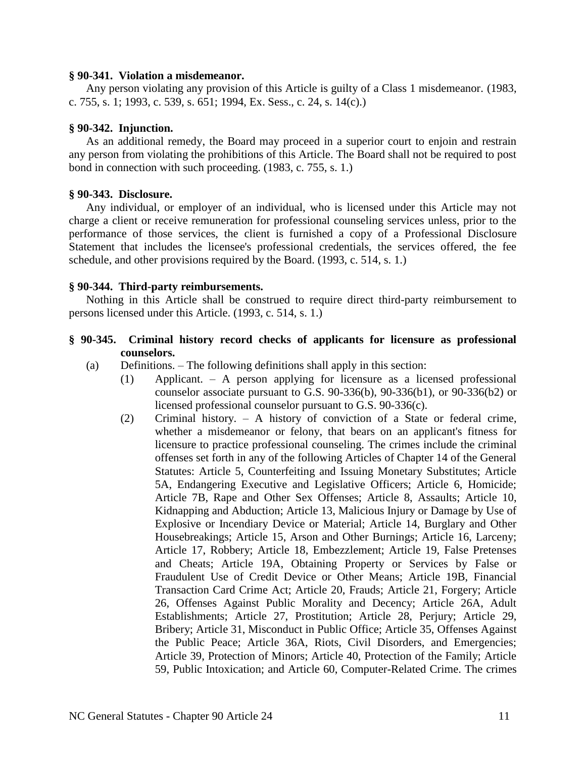**§ 90-341. Violation a misdemeanor.**

Any person violating any provision of this Article is guilty of a Class 1 misdemeanor. (1983, c. 755, s. 1; 1993, c. 539, s. 651; 1994, Ex. Sess., c. 24, s. 14(c).)

**§ 90-342. Injunction.**

As an additional remedy, the Board may proceed in a superior court to enjoin and restrain any person from violating the prohibitions of this Article. The Board shall not be required to post bond in connection with such proceeding. (1983, c. 755, s. 1.)

**§ 90-343. Disclosure.**

Any individual, or employer of an individual, who is licensed under this Article may not charge a client or receive remuneration for professional counseling services unless, prior to the performance of those services, the client is furnished a copy of a Professional Disclosure Statement that includes the licensee's professional credentials, the services offered, the fee schedule, and other provisions required by the Board. (1993, c. 514, s. 1.)

**§ 90-344. Third-party reimbursements.**

Nothing in this Article shall be construed to require direct third-party reimbursement to persons licensed under this Article. (1993, c. 514, s. 1.)

**§ 90-345. Criminal history record checks of applicants for licensure as professional counselors.**

(a) Definitions. – The following definitions shall apply in this section:

(1) Applicant. – A person applying for licensure as a licensed professional counselor associate pursuant to G.S. 90-336(b), 90-336(b1), or 90-336(b2) or licensed professional counselor pursuant to G.S. 90-336(c).

(2) Criminal history. – A history of conviction of a State or federal crime, whether a misdemeanor or felony, that bears on an applicant's fitness for licensure to practice professional counseling. The crimes include the criminal offenses set forth in any of the following Articles of Chapter 14 of the General Statutes: Article 5, Counterfeiting and Issuing Monetary Substitutes; Article 5A, Endangering Executive and Legislative Officers; Article 6, Homicide; Article 7B, Rape and Other Sex Offenses; Article 8, Assaults; Article 10, Kidnapping and Abduction; Article 13, Malicious Injury or Damage by Use of Explosive or Incendiary Device or Material; Article 14, Burglary and Other Housebreakings; Article 15, Arson and Other Burnings; Article 16, Larceny; Article 17, Robbery; Article 18, Embezzlement; Article 19, False Pretenses and Cheats; Article 19A, Obtaining Property or Services by False or Fraudulent Use of Credit Device or Other Means; Article 19B, Financial Transaction Card Crime Act; Article 20, Frauds; Article 21, Forgery; Article 26, Offenses Against Public Morality and Decency; Article 26A, Adult Establishments; Article 27, Prostitution; Article 28, Perjury; Article 29, Bribery; Article 31, Misconduct in Public Office; Article 35, Offenses Against the Public Peace; Article 36A, Riots, Civil Disorders, and Emergencies; Article 39, Protection of Minors; Article 40, Protection of the Family; Article 59, Public Intoxication; and Article 60, Computer-Related Crime. The crimes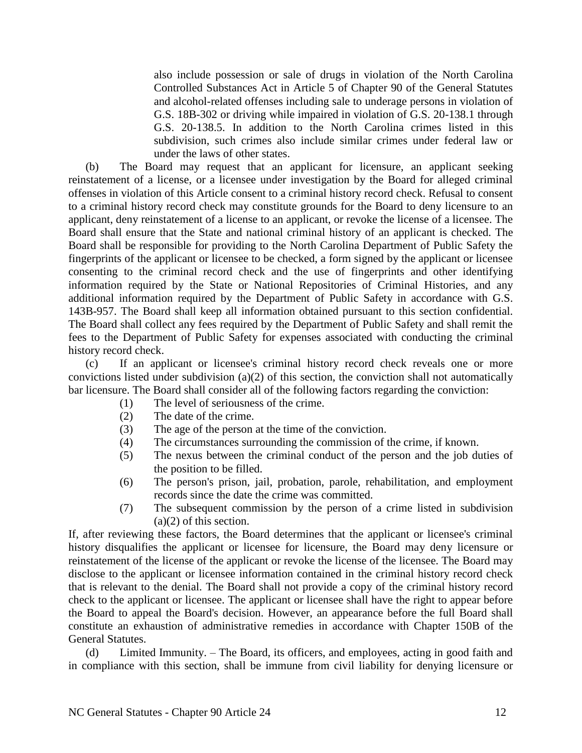also include possession or sale of drugs in violation of the North Carolina Controlled Substances Act in Article 5 of Chapter 90 of the General Statutes and alcohol-related offenses including sale to underage persons in violation of G.S. 18B-302 or driving while impaired in violation of G.S. 20-138.1 through G.S. 20-138.5. In addition to the North Carolina crimes listed in this subdivision, such crimes also include similar crimes under federal law or under the laws of other states.

(b) The Board may request that an applicant for licensure, an applicant seeking reinstatement of a license, or a licensee under investigation by the Board for alleged criminal offenses in violation of this Article consent to a criminal history record check. Refusal to consent to a criminal history record check may constitute grounds for the Board to deny licensure to an applicant, deny reinstatement of a license to an applicant, or revoke the license of a licensee. The Board shall ensure that the State and national criminal history of an applicant is checked. The Board shall be responsible for providing to the North Carolina Department of Public Safety the fingerprints of the applicant or licensee to be checked, a form signed by the applicant or licensee consenting to the criminal record check and the use of fingerprints and other identifying information required by the State or National Repositories of Criminal Histories, and any additional information required by the Department of Public Safety in accordance with G.S. 143B-957. The Board shall keep all information obtained pursuant to this section confidential. The Board shall collect any fees required by the Department of Public Safety and shall remit the fees to the Department of Public Safety for expenses associated with conducting the criminal history record check.

(c) If an applicant or licensee's criminal history record check reveals one or more convictions listed under subdivision (a)(2) of this section, the conviction shall not automatically bar licensure. The Board shall consider all of the following factors regarding the conviction:

(1) The level of seriousness of the crime.
(2) The date of the crime.
(3) The age of the person at the time of the conviction.
(4) The circumstances surrounding the commission of the crime, if known.
(5) The nexus between the criminal conduct of the person and the job duties of the position to be filled.
(6) The person's prison, jail, probation, parole, rehabilitation, and employment records since the date the crime was committed.
(7) The subsequent commission by the person of a crime listed in subdivision (a)(2) of this section.

If, after reviewing these factors, the Board determines that the applicant or licensee's criminal history disqualifies the applicant or licensee for licensure, the Board may deny licensure or reinstatement of the license of the applicant or revoke the license of the licensee. The Board may disclose to the applicant or licensee information contained in the criminal history record check that is relevant to the denial. The Board shall not provide a copy of the criminal history record check to the applicant or licensee. The applicant or licensee shall have the right to appear before the Board to appeal the Board's decision. However, an appearance before the full Board shall constitute an exhaustion of administrative remedies in accordance with Chapter 150B of the General Statutes.

(d) Limited Immunity. – The Board, its officers, and employees, acting in good faith and in compliance with this section, shall be immune from civil liability for denying licensure or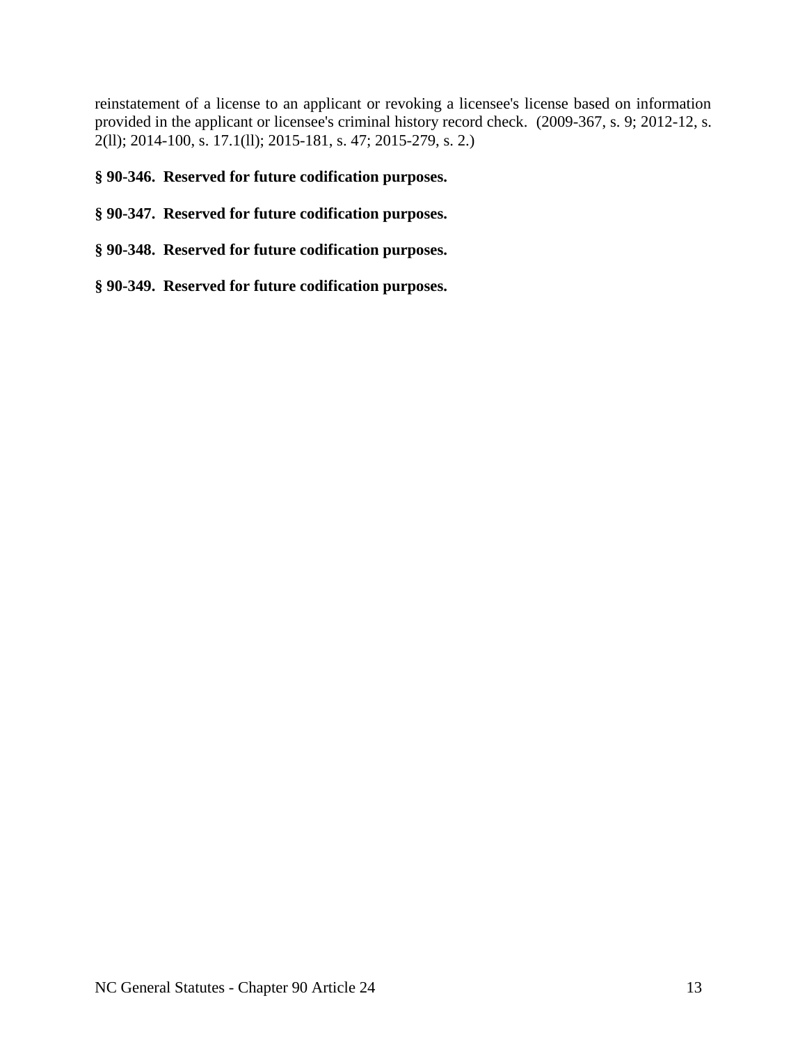reinstatement of a license to an applicant or revoking a licensee's license based on information provided in the applicant or licensee's criminal history record check. (2009-367, s. 9; 2012-12, s. 2(ll); 2014-100, s. 17.1(ll); 2015-181, s. 47; 2015-279, s. 2.)

**§ 90-346. Reserved for future codification purposes.**

**§ 90-347. Reserved for future codification purposes.**

**§ 90-348. Reserved for future codification purposes.**

**§ 90-349. Reserved for future codification purposes.**